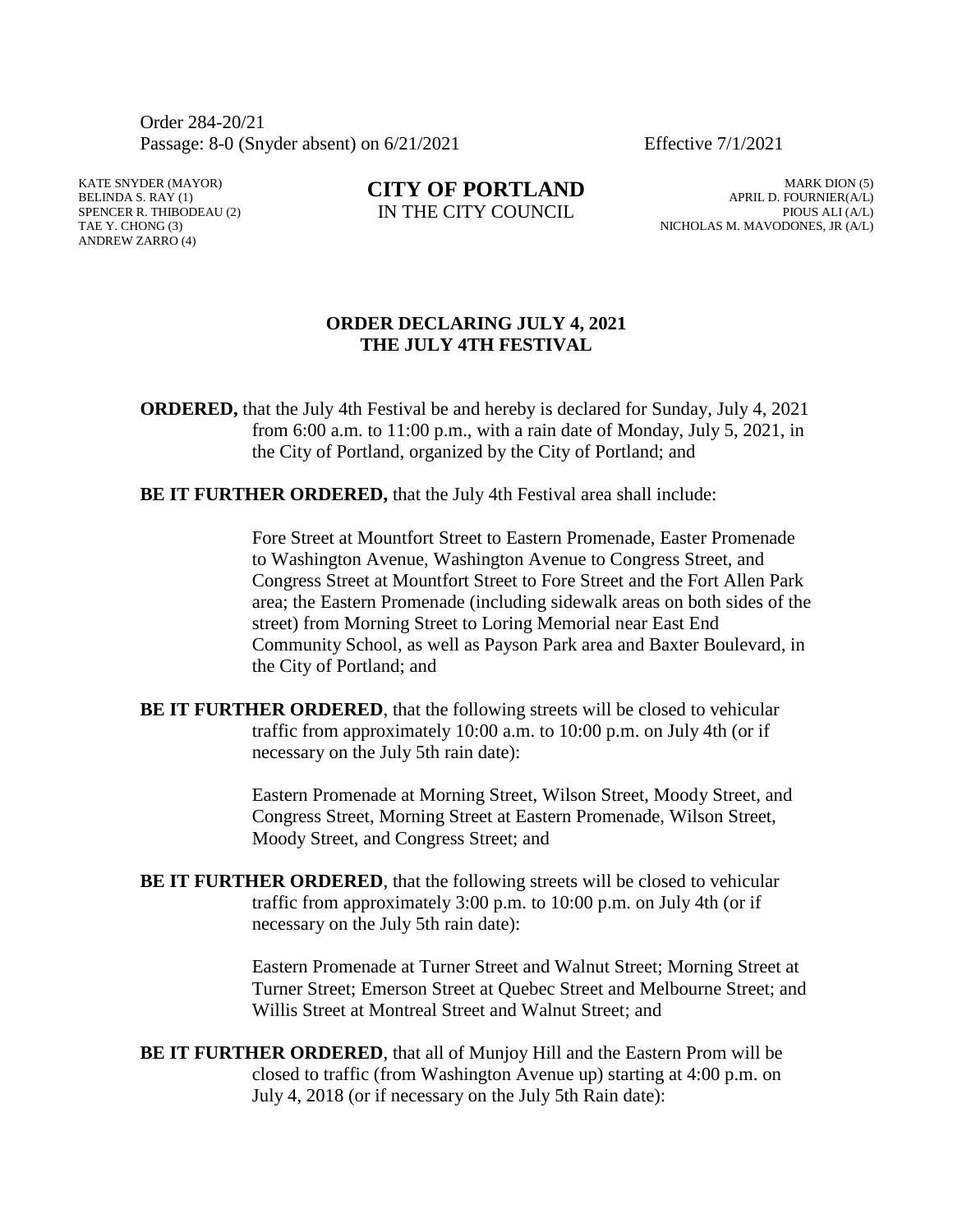Order 284-20/21
Passage: 8-0 (Snyder absent) on 6/21/2021 Effective 7/1/2021

KATE SNYDER (MAYOR)
BELINDA S. RAY (1)
SPENCER R. THIBODEAU (2)
TAE Y. CHONG (3)
ANDREW ZARRO (4)

**CITY OF PORTLAND**
IN THE CITY COUNCIL

MARK DION (5)
APRIL D. FOURNIER(A/L)
PIOUS ALI (A/L)
NICHOLAS M. MAVODONES, JR (A/L)

## ORDER DECLARING JULY 4, 2021 THE JULY 4TH FESTIVAL

**ORDERED,** that the July 4th Festival be and hereby is declared for Sunday, July 4, 2021 from 6:00 a.m. to 11:00 p.m., with a rain date of Monday, July 5, 2021, in the City of Portland, organized by the City of Portland; and

**BE IT FURTHER ORDERED,** that the July 4th Festival area shall include:

Fore Street at Mountfort Street to Eastern Promenade, Easter Promenade to Washington Avenue, Washington Avenue to Congress Street, and Congress Street at Mountfort Street to Fore Street and the Fort Allen Park area; the Eastern Promenade (including sidewalk areas on both sides of the street) from Morning Street to Loring Memorial near East End Community School, as well as Payson Park area and Baxter Boulevard, in the City of Portland; and

**BE IT FURTHER ORDERED**, that the following streets will be closed to vehicular traffic from approximately 10:00 a.m. to 10:00 p.m. on July 4th (or if necessary on the July 5th rain date):

Eastern Promenade at Morning Street, Wilson Street, Moody Street, and Congress Street, Morning Street at Eastern Promenade, Wilson Street, Moody Street, and Congress Street; and

**BE IT FURTHER ORDERED**, that the following streets will be closed to vehicular traffic from approximately 3:00 p.m. to 10:00 p.m. on July 4th (or if necessary on the July 5th rain date):

Eastern Promenade at Turner Street and Walnut Street; Morning Street at Turner Street; Emerson Street at Quebec Street and Melbourne Street; and Willis Street at Montreal Street and Walnut Street; and

**BE IT FURTHER ORDERED**, that all of Munjoy Hill and the Eastern Prom will be closed to traffic (from Washington Avenue up) starting at 4:00 p.m. on July 4, 2018 (or if necessary on the July 5th Rain date):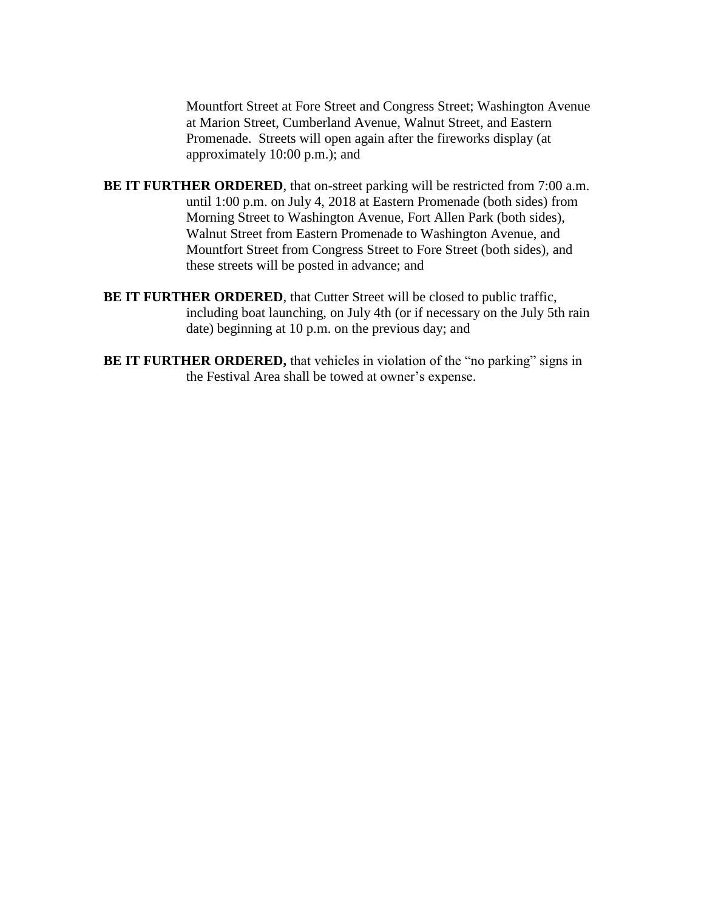Mountfort Street at Fore Street and Congress Street; Washington Avenue at Marion Street, Cumberland Avenue, Walnut Street, and Eastern Promenade. Streets will open again after the fireworks display (at approximately 10:00 p.m.); and

**BE IT FURTHER ORDERED**, that on-street parking will be restricted from 7:00 a.m. until 1:00 p.m. on July 4, 2018 at Eastern Promenade (both sides) from Morning Street to Washington Avenue, Fort Allen Park (both sides), Walnut Street from Eastern Promenade to Washington Avenue, and Mountfort Street from Congress Street to Fore Street (both sides), and these streets will be posted in advance; and

**BE IT FURTHER ORDERED**, that Cutter Street will be closed to public traffic, including boat launching, on July 4th (or if necessary on the July 5th rain date) beginning at 10 p.m. on the previous day; and

**BE IT FURTHER ORDERED,** that vehicles in violation of the "no parking" signs in the Festival Area shall be towed at owner's expense.